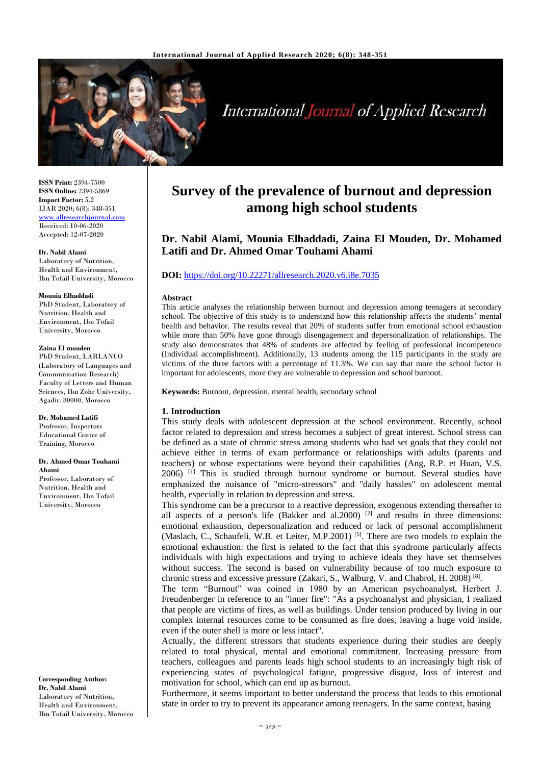# Survey of the prevalence of burnout and depression among high school students

**Dr. Nabil Alami, Mounia Elhaddadi, Zaina El Mouden, Dr. Mohamed Latifi and Dr. Ahmed Omar Touhami Ahami**

**DOI:** https://doi.org/10.22271/allresearch.2020.v6.i8e.7035

ISSN Print: 2394-7500
ISSN Online: 2394-5869
Impact Factor: 5.2
IJAR 2020; 6(8): 348-351
www.allresearchjournal.com
Received: 10-06-2020
Accepted: 12-07-2020

**Dr. Nabil Alami**
Laboratory of Nutrition, Health and Environment, Ibn Tofail University, Morocco

**Mounia Elhaddadi**
PhD Student, Laboratory of Nutrition, Health and Environment, Ibn Tofail University, Morocco

**Zaina El mouden**
PhD Student, LARLANCO (Laboratory of Languages and Communication Research) Faculty of Letters and Human Sciences, Ibn Zohr University, Agadir, 80000, Morocco

**Dr. Mohamed Latifi**
Professor, Inspectors Educational Center of Training, Morocco

**Dr. Ahmed Omar Touhami Ahami**
Professor, Laboratory of Nutrition, Health and Environment, Ibn Tofail University, Morocco

**Corresponding Author:**
**Dr. Nabil Alami**
Laboratory of Nutrition, Health and Environment, Ibn Tofail University, Morocco

## Abstract

This article analyses the relationship between burnout and depression among teenagers at secondary school. The objective of this study is to understand how this relationship affects the students' mental health and behavior. The results reveal that 20% of students suffer from emotional school exhaustion while more than 50% have gone through disengagement and depersonalization of relationships. The study also demonstrates that 48% of students are affected by feeling of professional incompetence (Individual accomplishment). Additionally, 13 students among the 115 participants in the study are victims of the three factors with a percentage of 11.3%. We can say that more the school factor is important for adolescents, more they are vulnerable to depression and school burnout.

**Keywords:** Burnout, depression, mental health, secondary school

## 1. Introduction

This study deals with adolescent depression at the school environment. Recently, school factor related to depression and stress becomes a subject of great interest. School stress can be defined as a state of chronic stress among students who had set goals that they could not achieve either in terms of exam performance or relationships with adults (parents and teachers) or whose expectations were beyond their capabilities (Ang, R.P. et Huan, V.S. 2006) [1] This is studied through burnout syndrome or burnout. Several studies have emphasized the nuisance of "micro-stressors" and "daily hassles" on adolescent mental health, especially in relation to depression and stress.

This syndrome can be a precursor to a reactive depression, exogenous extending thereafter to all aspects of a person's life (Bakker and al.2000) [2] and results in three dimensions: emotional exhaustion, depersonalization and reduced or lack of personal accomplishment (Maslach, C., Schaufeli, W.B. et Leiter, M.P.2001) [5]. There are two models to explain the emotional exhaustion: the first is related to the fact that this syndrome particularly affects individuals with high expectations and trying to achieve ideals they have set themselves without success. The second is based on vulnerability because of too much exposure to chronic stress and excessive pressure (Zakari, S., Walburg, V. and Chabrol, H. 2008) [8].

The term "Burnout" was coined in 1980 by an American psychoanalyst, Herbert J. Freudenberger in reference to an "inner fire": "As a psychoanalyst and physician, I realized that people are victims of fires, as well as buildings. Under tension produced by living in our complex internal resources come to be consumed as fire does, leaving a huge void inside, even if the outer shell is more or less intact".

Actually, the different stressors that students experience during their studies are deeply related to total physical, mental and emotional commitment. Increasing pressure from teachers, colleagues and parents leads high school students to an increasingly high risk of experiencing states of psychological fatigue, progressive disgust, loss of interest and motivation for school, which can end up as burnout.

Furthermore, it seems important to better understand the process that leads to this emotional state in order to try to prevent its appearance among teenagers. In the same context, basing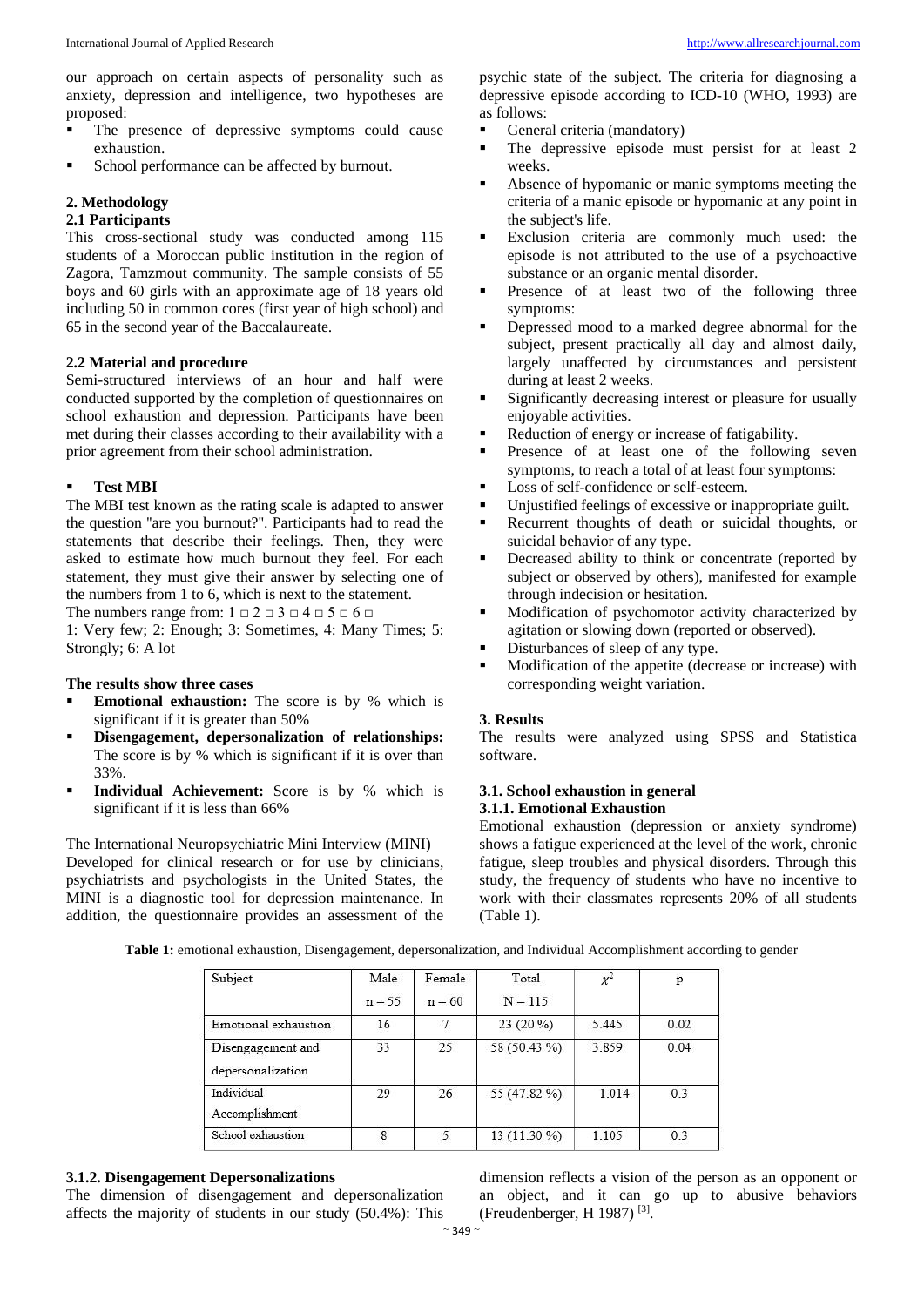our approach on certain aspects of personality such as anxiety, depression and intelligence, two hypotheses are proposed:

- The presence of depressive symptoms could cause exhaustion.
- School performance can be affected by burnout.

## 2. Methodology

### 2.1 Participants

This cross-sectional study was conducted among 115 students of a Moroccan public institution in the region of Zagora, Tamzmout community. The sample consists of 55 boys and 60 girls with an approximate age of 18 years old including 50 in common cores (first year of high school) and 65 in the second year of the Baccalaureate.

### 2.2 Material and procedure

Semi-structured interviews of an hour and half were conducted supported by the completion of questionnaires on school exhaustion and depression. Participants have been met during their classes according to their availability with a prior agreement from their school administration.

- **Test MBI**

The MBI test known as the rating scale is adapted to answer the question "are you burnout?". Participants had to read the statements that describe their feelings. Then, they were asked to estimate how much burnout they feel. For each statement, they must give their answer by selecting one of the numbers from 1 to 6, which is next to the statement.

The numbers range from: 1 □ 2 □ 3 □ 4 □ 5 □ 6 □

1: Very few; 2: Enough; 3: Sometimes, 4: Many Times; 5: Strongly; 6: A lot

**The results show three cases**

- **Emotional exhaustion:** The score is by % which is significant if it is greater than 50%
- **Disengagement, depersonalization of relationships:** The score is by % which is significant if it is over than 33%.
- **Individual Achievement:** Score is by % which is significant if it is less than 66%

The International Neuropsychiatric Mini Interview (MINI) Developed for clinical research or for use by clinicians, psychiatrists and psychologists in the United States, the MINI is a diagnostic tool for depression maintenance. In addition, the questionnaire provides an assessment of the psychic state of the subject. The criteria for diagnosing a depressive episode according to ICD-10 (WHO, 1993) are as follows:

- General criteria (mandatory)
- The depressive episode must persist for at least 2 weeks.
- Absence of hypomanic or manic symptoms meeting the criteria of a manic episode or hypomanic at any point in the subject's life.
- Exclusion criteria are commonly much used: the episode is not attributed to the use of a psychoactive substance or an organic mental disorder.
- Presence of at least two of the following three symptoms:
- Depressed mood to a marked degree abnormal for the subject, present practically all day and almost daily, largely unaffected by circumstances and persistent during at least 2 weeks.
- Significantly decreasing interest or pleasure for usually enjoyable activities.
- Reduction of energy or increase of fatigability.
- Presence of at least one of the following seven symptoms, to reach a total of at least four symptoms:
- Loss of self-confidence or self-esteem.
- Unjustified feelings of excessive or inappropriate guilt.
- Recurrent thoughts of death or suicidal thoughts, or suicidal behavior of any type.
- Decreased ability to think or concentrate (reported by subject or observed by others), manifested for example through indecision or hesitation.
- Modification of psychomotor activity characterized by agitation or slowing down (reported or observed).
- Disturbances of sleep of any type.
- Modification of the appetite (decrease or increase) with corresponding weight variation.

## 3. Results

The results were analyzed using SPSS and Statistica software.

### 3.1. School exhaustion in general

#### 3.1.1. Emotional Exhaustion

Emotional exhaustion (depression or anxiety syndrome) shows a fatigue experienced at the level of the work, chronic fatigue, sleep troubles and physical disorders. Through this study, the frequency of students who have no incentive to work with their classmates represents 20% of all students (Table 1).

**Table 1:** emotional exhaustion, Disengagement, depersonalization, and Individual Accomplishment according to gender

| Subject | Male n = 55 | Female n = 60 | Total N = 115 | $\chi^2$ | p |
|---|---|---|---|---|---|
| Emotional exhaustion | 16 | 7 | 23 (20 %) | 5.445 | 0.02 |
| Disengagement and depersonalization | 33 | 25 | 58 (50.43 %) | 3.859 | 0.04 |
| Individual Accomplishment | 29 | 26 | 55 (47.82 %) | 1.014 | 0.3 |
| School exhaustion | 8 | 5 | 13 (11.30 %) | 1.105 | 0.3 |

#### 3.1.2. Disengagement Depersonalizations

The dimension of disengagement and depersonalization affects the majority of students in our study (50.4%): This dimension reflects a vision of the person as an opponent or an object, and it can go up to abusive behaviors (Freudenberger, H 1987) [3].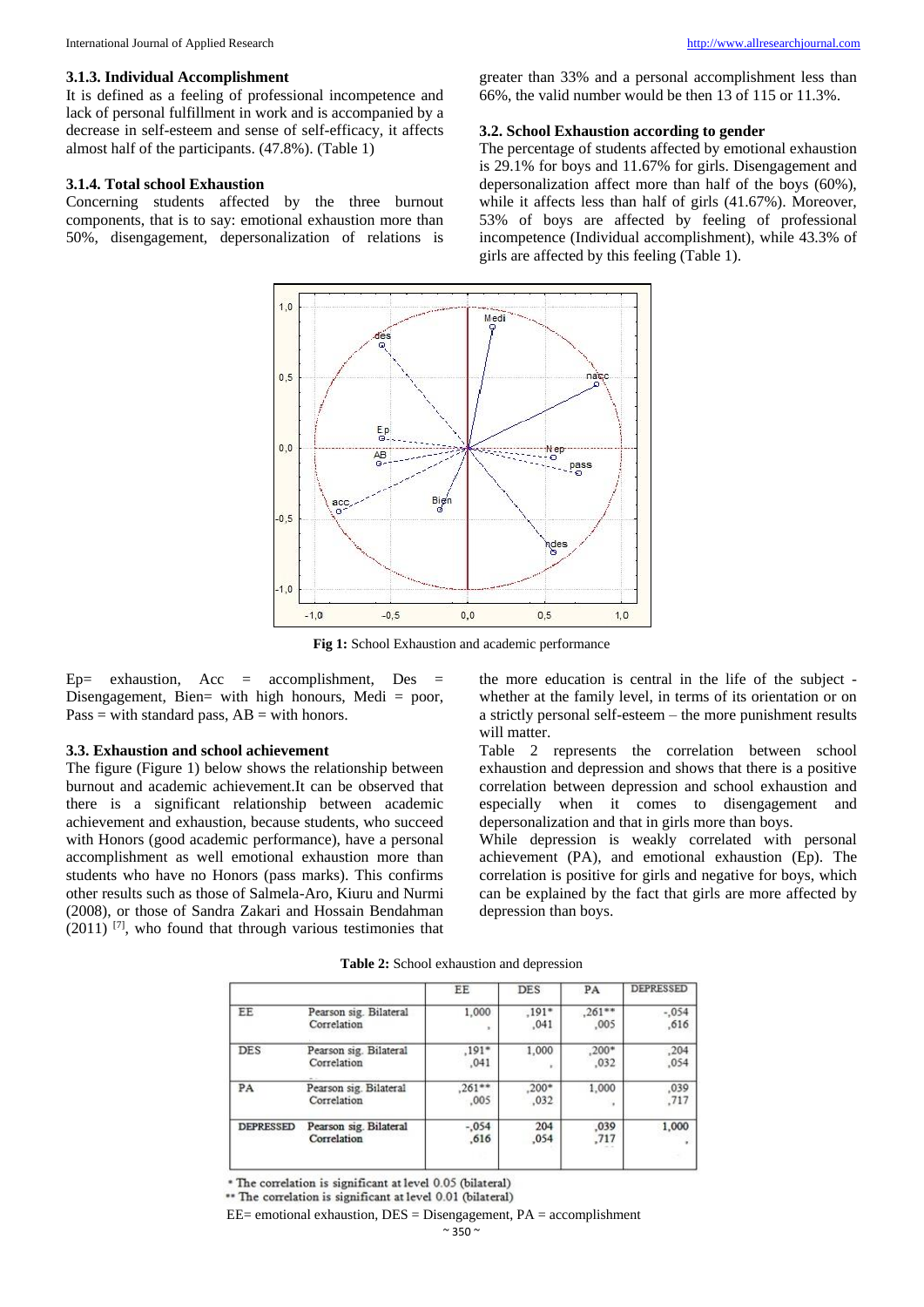### 3.1.3. Individual Accomplishment

It is defined as a feeling of professional incompetence and lack of personal fulfillment in work and is accompanied by a decrease in self-esteem and sense of self-efficacy, it affects almost half of the participants. (47.8%). (Table 1)

### 3.1.4. Total school Exhaustion

Concerning students affected by the three burnout components, that is to say: emotional exhaustion more than 50%, disengagement, depersonalization of relations is greater than 33% and a personal accomplishment less than 66%, the valid number would be then 13 of 115 or 11.3%.

### 3.2. School Exhaustion according to gender

The percentage of students affected by emotional exhaustion is 29.1% for boys and 11.67% for girls. Disengagement and depersonalization affect more than half of the boys (60%), while it affects less than half of girls (41.67%). Moreover, 53% of boys are affected by feeling of professional incompetence (Individual accomplishment), while 43.3% of girls are affected by this feeling (Table 1).

**Fig 1:** School Exhaustion and academic performance

Ep= exhaustion, Acc = accomplishment, Des = Disengagement, Bien= with high honours, Medi = poor, Pass = with standard pass, AB = with honors.

### 3.3. Exhaustion and school achievement

The figure (Figure 1) below shows the relationship between burnout and academic achievement.It can be observed that there is a significant relationship between academic achievement and exhaustion, because students, who succeed with Honors (good academic performance), have a personal accomplishment as well emotional exhaustion more than students who have no Honors (pass marks). This confirms other results such as those of Salmela-Aro, Kiuru and Nurmi (2008), or those of Sandra Zakari and Hossain Bendahman (2011) [7], who found that through various testimonies that the more education is central in the life of the subject - whether at the family level, in terms of its orientation or on a strictly personal self-esteem – the more punishment results will matter.

Table 2 represents the correlation between school exhaustion and depression and shows that there is a positive correlation between depression and school exhaustion and especially when it comes to disengagement and depersonalization and that in girls more than boys.

While depression is weakly correlated with personal achievement (PA), and emotional exhaustion (Ep). The correlation is positive for girls and negative for boys, which can be explained by the fact that girls are more affected by depression than boys.

**Table 2:** School exhaustion and depression

| | | EE | DES | PA | DEPRESSED |
|---|---|---|---|---|---|
| EE | Pearson sig. Bilateral Correlation | 1,000<br>. | ,191*<br>,041 | ,261**<br>,005 | -,054<br>,616 |
| DES | Pearson sig. Bilateral Correlation | ,191*<br>,041 | 1,000<br>. | ,200*<br>,032 | ,204<br>,054 |
| PA | Pearson sig. Bilateral Correlation | ,261**<br>,005 | ,200*<br>,032 | 1,000<br>. | ,039<br>,717 |
| DEPRESSED | Pearson sig. Bilateral Correlation | -,054<br>,616 | 204<br>,054 | ,039<br>,717 | 1,000<br>. |

\* The correlation is significant at level 0.05 (bilateral)
\*\* The correlation is significant at level 0.01 (bilateral)
EE= emotional exhaustion, DES = Disengagement, PA = accomplishment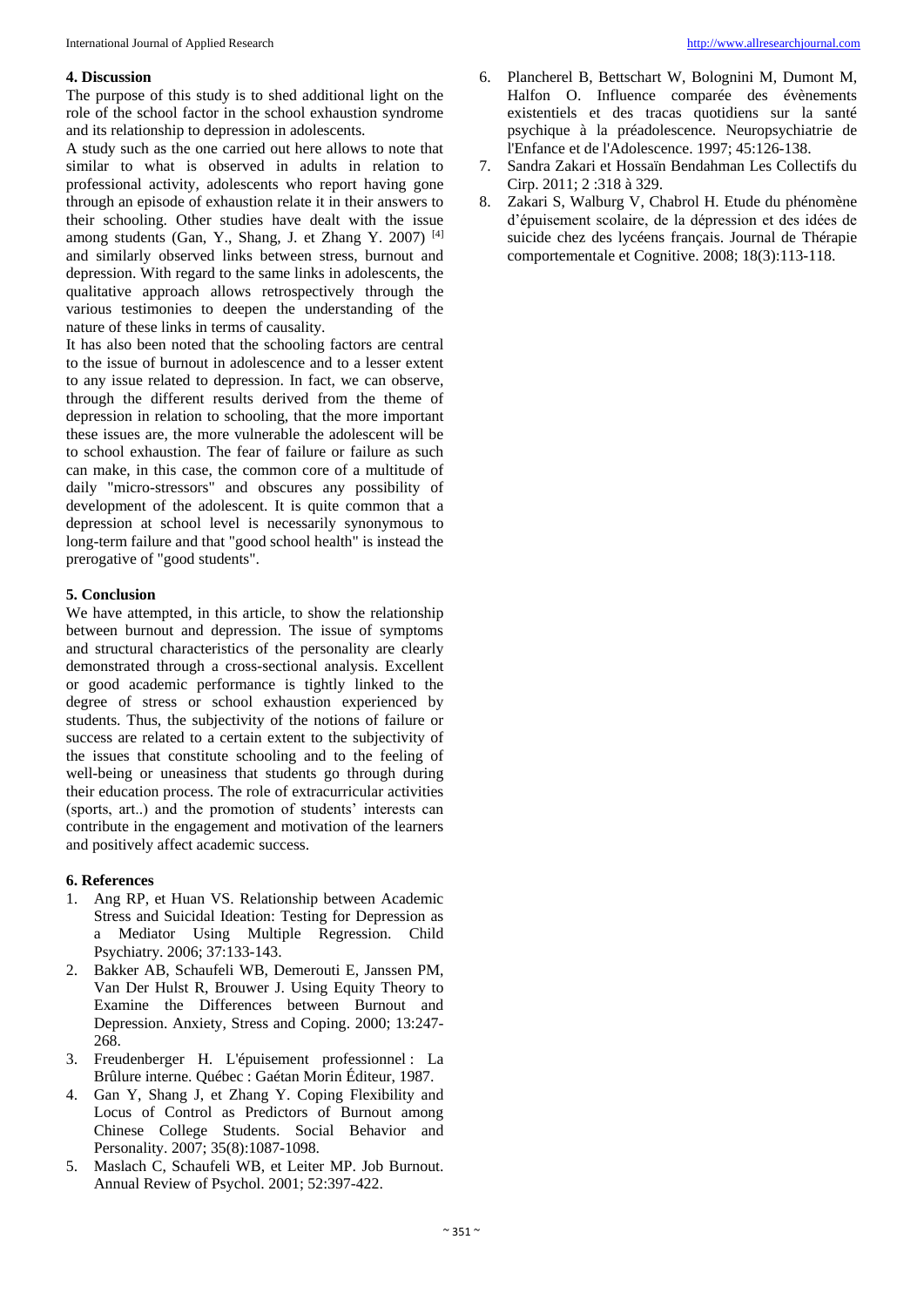## 4. Discussion

The purpose of this study is to shed additional light on the role of the school factor in the school exhaustion syndrome and its relationship to depression in adolescents.

A study such as the one carried out here allows to note that similar to what is observed in adults in relation to professional activity, adolescents who report having gone through an episode of exhaustion relate it in their answers to their schooling. Other studies have dealt with the issue among students (Gan, Y., Shang, J. et Zhang Y. 2007) [4] and similarly observed links between stress, burnout and depression. With regard to the same links in adolescents, the qualitative approach allows retrospectively through the various testimonies to deepen the understanding of the nature of these links in terms of causality.

It has also been noted that the schooling factors are central to the issue of burnout in adolescence and to a lesser extent to any issue related to depression. In fact, we can observe, through the different results derived from the theme of depression in relation to schooling, that the more important these issues are, the more vulnerable the adolescent will be to school exhaustion. The fear of failure or failure as such can make, in this case, the common core of a multitude of daily "micro-stressors" and obscures any possibility of development of the adolescent. It is quite common that a depression at school level is necessarily synonymous to long-term failure and that "good school health" is instead the prerogative of "good students".

## 5. Conclusion

We have attempted, in this article, to show the relationship between burnout and depression. The issue of symptoms and structural characteristics of the personality are clearly demonstrated through a cross-sectional analysis. Excellent or good academic performance is tightly linked to the degree of stress or school exhaustion experienced by students. Thus, the subjectivity of the notions of failure or success are related to a certain extent to the subjectivity of the issues that constitute schooling and to the feeling of well-being or uneasiness that students go through during their education process. The role of extracurricular activities (sports, art..) and the promotion of students' interests can contribute in the engagement and motivation of the learners and positively affect academic success.

## 6. References

1. Ang RP, et Huan VS. Relationship between Academic Stress and Suicidal Ideation: Testing for Depression as a Mediator Using Multiple Regression. Child Psychiatry. 2006; 37:133-143.
2. Bakker AB, Schaufeli WB, Demerouti E, Janssen PM, Van Der Hulst R, Brouwer J. Using Equity Theory to Examine the Differences between Burnout and Depression. Anxiety, Stress and Coping. 2000; 13:247-268.
3. Freudenberger H. L'épuisement professionnel : La Brûlure interne. Québec : Gaétan Morin Éditeur, 1987.
4. Gan Y, Shang J, et Zhang Y. Coping Flexibility and Locus of Control as Predictors of Burnout among Chinese College Students. Social Behavior and Personality. 2007; 35(8):1087-1098.
5. Maslach C, Schaufeli WB, et Leiter MP. Job Burnout. Annual Review of Psychol. 2001; 52:397-422.
6. Plancherel B, Bettschart W, Bolognini M, Dumont M, Halfon O. Influence comparée des évènements existentiels et des tracas quotidiens sur la santé psychique à la préadolescence. Neuropsychiatrie de l'Enfance et de l'Adolescence. 1997; 45:126-138.
7. Sandra Zakari et Hossaïn Bendahman Les Collectifs du Cirp. 2011; 2 :318 à 329.
8. Zakari S, Walburg V, Chabrol H. Etude du phénomène d'épuisement scolaire, de la dépression et des idées de suicide chez des lycéens français. Journal de Thérapie comportementale et Cognitive. 2008; 18(3):113-118.